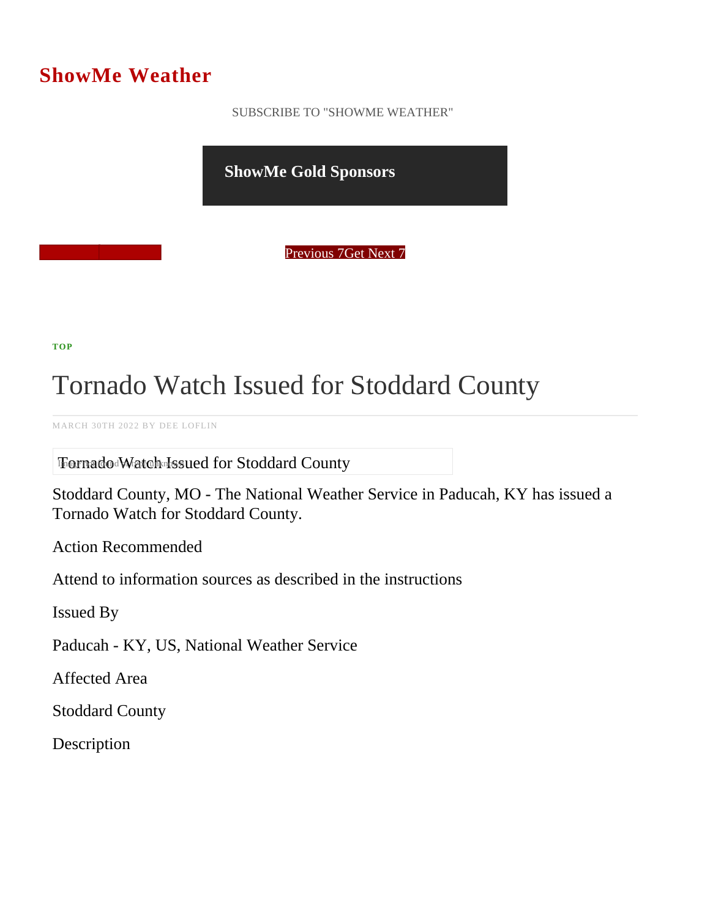# ShowMe Weather

SUBSCRIBE TO "SHOWME WEATHER"

**ShowMe Gold Sponsors**

Previous 7Get Next 7

TOP

# Tornado Watch Issued for Stoddard County

MARCH 30TH 2022 BY DEE LOFLIN

Tornado Watch Issued for Stoddard County

Stoddard County, MO - The National Weather Service in Paducah, KY has issued a Tornado Watch for Stoddard County.

Action Recommended

Attend to information sources as described in the instructions

Issued By

Paducah - KY, US, National Weather Service

Affected Area

Stoddard County

Description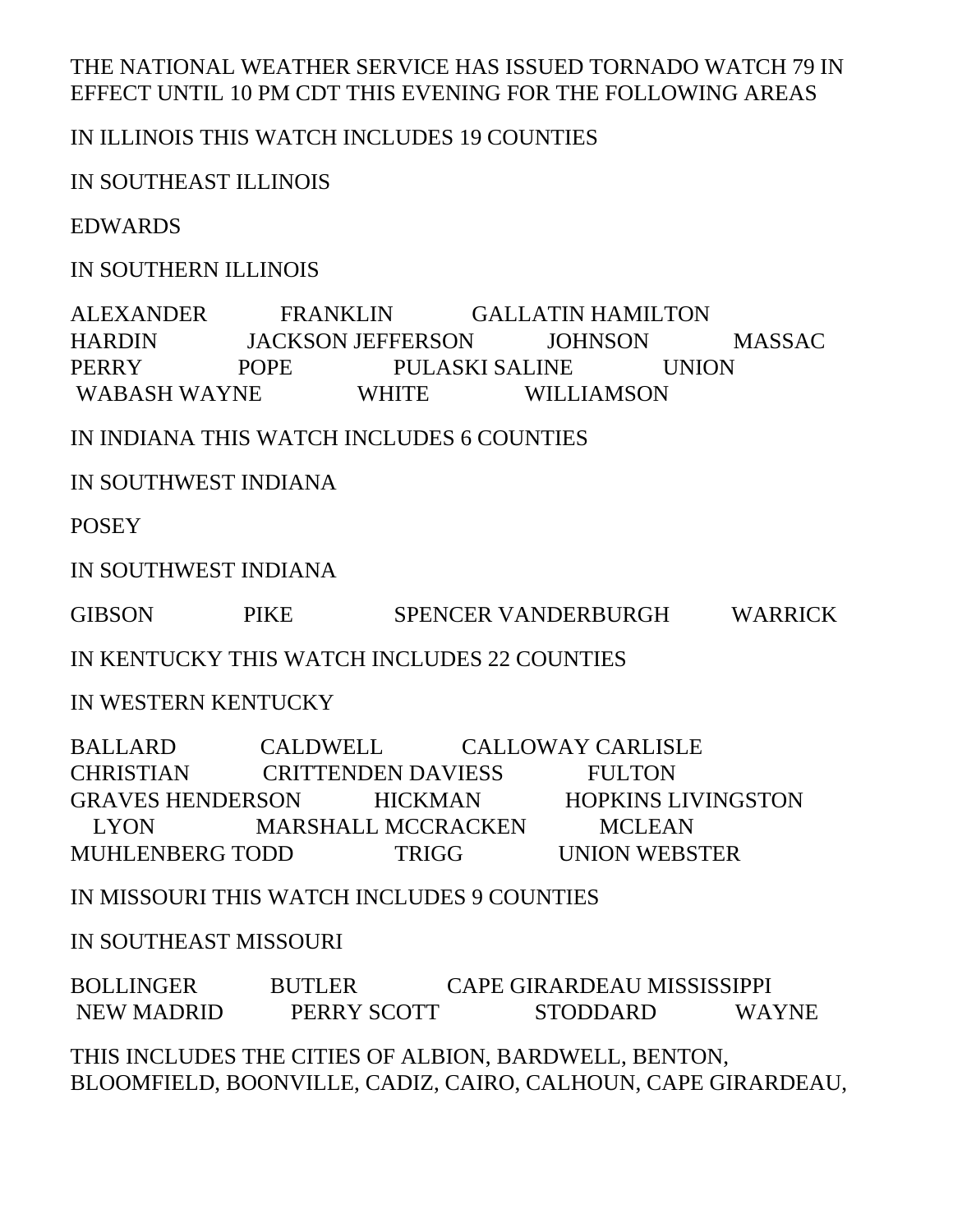THE NATIONAL WEATHER SERVICE HAS ISSUED TORNADO WATCH 79 IN EFFECT UNTIL 10 PM CDT THIS EVENING FOR THE FOLLOWING AREAS

IN ILLINOIS THIS WATCH INCLUDES 19 COUNTIES

IN SOUTHEAST ILLINOIS

EDWARDS

IN SOUTHERN ILLINOIS

ALEXANDER FRANKLIN GALLATIN HAMILTON HARDIN JACKSON JEFFERSON JOHNSON MASSAC PERRY POPE PULASKI SALINE UNION WABASH WAYNE WHITE WILLIAMSON

IN INDIANA THIS WATCH INCLUDES 6 COUNTIES

IN SOUTHWEST INDIANA

POSEY

IN SOUTHWEST INDIANA

GIBSON PIKE SPENCER VANDERBURGH WARRICK

IN KENTUCKY THIS WATCH INCLUDES 22 COUNTIES

IN WESTERN KENTUCKY

BALLARD CALDWELL CALLOWAY CARLISLE CHRISTIAN CRITTENDEN DAVIESS FULTON GRAVES HENDERSON HICKMAN HOPKINS LIVINGSTON LYON MARSHALL MCCRACKEN MCLEAN MUHLENBERG TODD TRIGG UNION WEBSTER

IN MISSOURI THIS WATCH INCLUDES 9 COUNTIES

IN SOUTHEAST MISSOURI

BOLLINGER BUTLER CAPE GIRARDEAU MISSISSIPPI NEW MADRID PERRY SCOTT STODDARD WAYNE

THIS INCLUDES THE CITIES OF ALBION, BARDWELL, BENTON, BLOOMFIELD, BOONVILLE, CADIZ, CAIRO, CALHOUN, CAPE GIRARDEAU,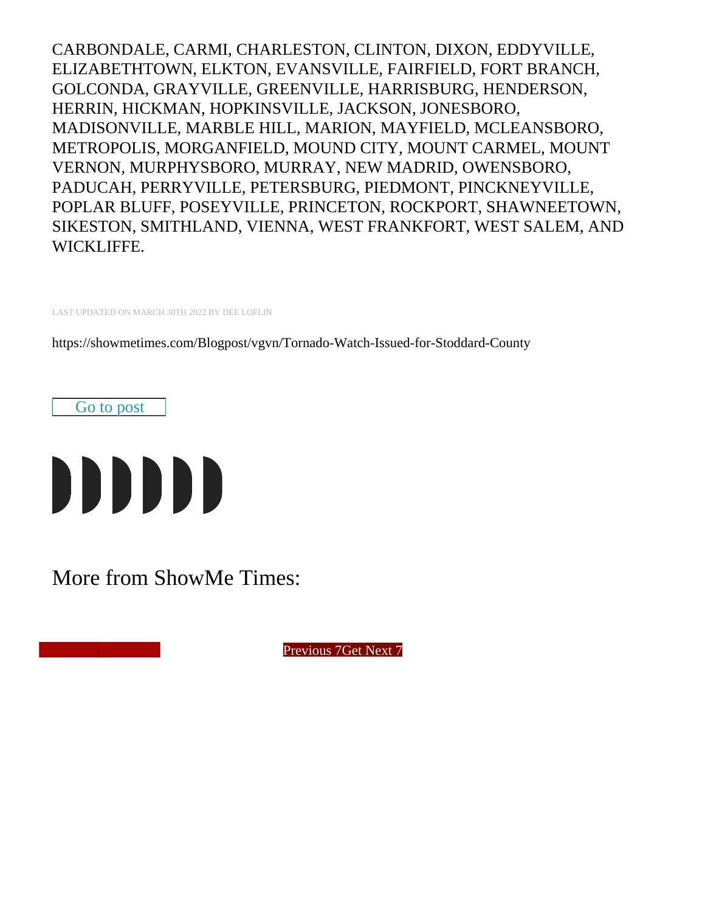CARBONDALE, CARMI, CHARLESTON, CLINTON, DIXON, EDDYVILLE, ELIZABETHTOWN, ELKTON, EVANSVILLE, FAIRFIELD, FORT BRANCH, GOLCONDA, GRAYVILLE, GREENVILLE, HARRISBURG, HENDERSON, HERRIN, HICKMAN, HOPKINSVILLE, JACKSON, JONESBORO, MADISONVILLE, MARBLE HILL, MARION, MAYFIELD, MCLEANSBORO, METROPOLIS, MORGANFIELD, MOUND CITY, MOUNT CARMEL, MOUNT VERNON, MURPHYSBORO, MURRAY, NEW MADRID, OWENSBORO, PADUCAH, PERRYVILLE, PETERSBURG, PIEDMONT, PINCKNEYVILLE, POPLAR BLUFF, POSEYVILLE, PRINCETON, ROCKPORT, SHAWNEETOWN, SIKESTON, SMITHLAND, VIENNA, WEST FRANKFORT, WEST SALEM, AND WICKLIFFE.

LAST UPDATED ON MARCH 30TH 2022 BY DEE LOFLIN

https://showmetimes.com/Blogpost/vgvn/Tornado-Watch-Issued-for-Stoddard-County

Go to post

## More from ShowMe Times:

Previous 7Get Next 7